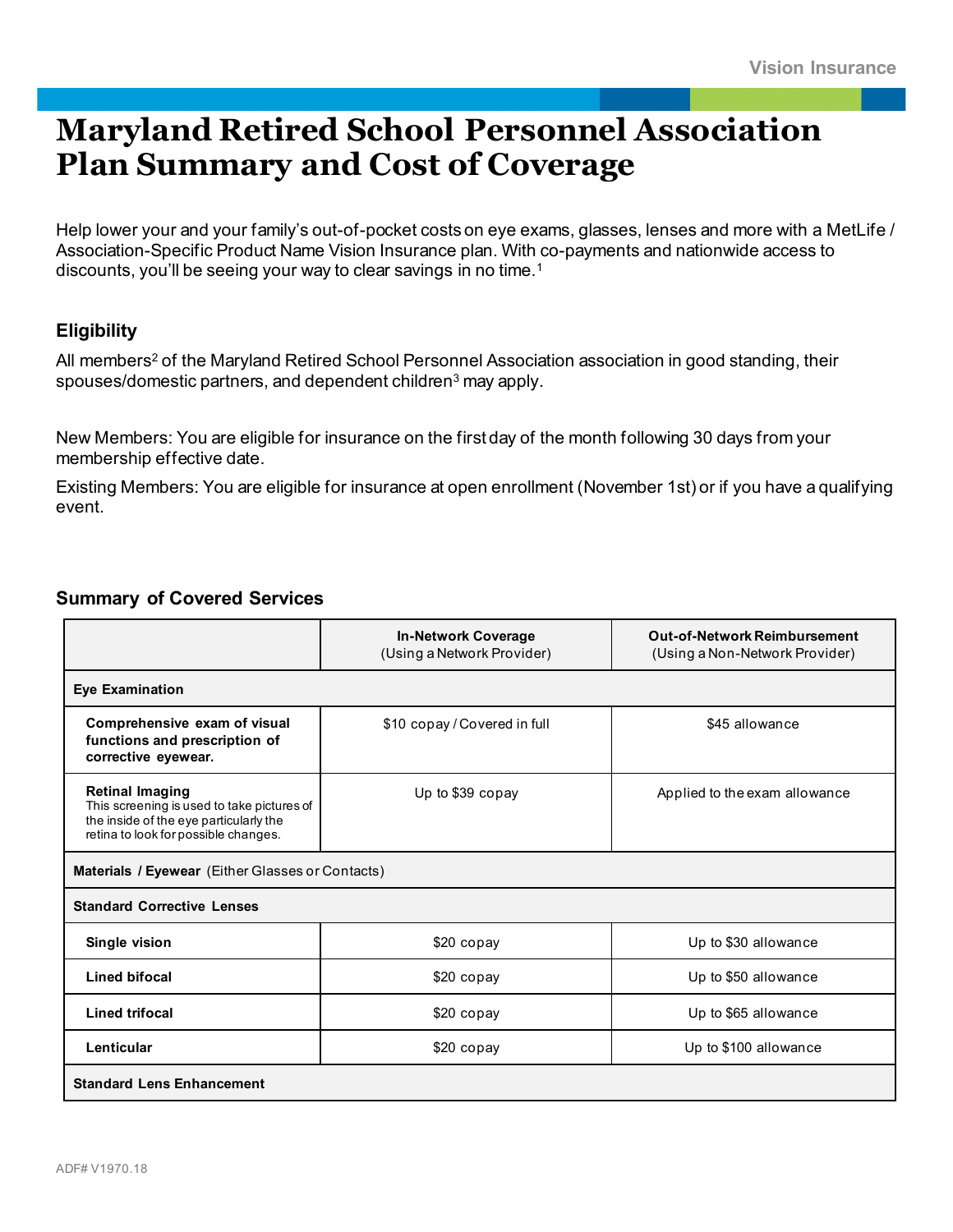# Maryland Retired School Personnel Association Plan Summary and Cost of Coverage

Help lower your and your family's out-of-pocket costs on eye exams, glasses, lenses and more with a MetLife / Association-Specific Product Name Vision Insurance plan. With co-payments and nationwide access to discounts, you'll be seeing your way to clear savings in no time.[1]

### Eligibility

All members[2] of the Maryland Retired School Personnel Association association in good standing, their spouses/domestic partners, and dependent children[3] may apply.

New Members: You are eligible for insurance on the first day of the month following 30 days from your membership effective date.

Existing Members: You are eligible for insurance at open enrollment (November 1st) or if you have a qualifying event.

### Summary of Covered Services

| | **In-Network Coverage** (Using a Network Provider) | **Out-of-Network Reimbursement** (Using a Non-Network Provider) |
|---|---|---|
| **Eye Examination** | | |
| **Comprehensive exam of visual functions and prescription of corrective eyewear.** | $10 copay / Covered in full | $45 allowance |
| **Retinal Imaging** This screening is used to take pictures of the inside of the eye particularly the retina to look for possible changes. | Up to $39 copay | Applied to the exam allowance |
| **Materials / Eyewear** (Either Glasses or Contacts) | | |
| **Standard Corrective Lenses** | | |
| **Single vision** | $20 copay | Up to $30 allowance |
| **Lined bifocal** | $20 copay | Up to $50 allowance |
| **Lined trifocal** | $20 copay | Up to $65 allowance |
| **Lenticular** | $20 copay | Up to $100 allowance |
| **Standard Lens Enhancement** | | |

ADF# V1970.18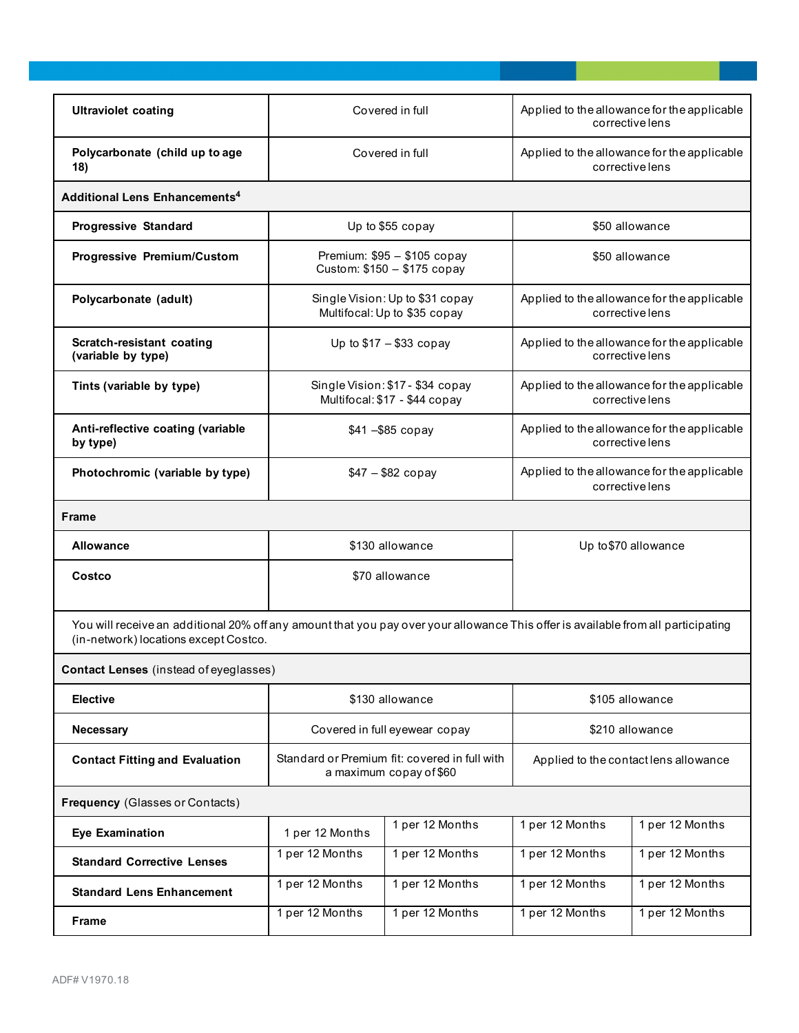| | | |
|---|---|---|
| **Ultraviolet coating** | Covered in full | Applied to the allowance for the applicable corrective lens |
| **Polycarbonate (child up to age 18)** | Covered in full | Applied to the allowance for the applicable corrective lens |
| **Additional Lens Enhancements[4]** | | |
| **Progressive Standard** | Up to $55 copay | $50 allowance |
| **Progressive Premium/Custom** | Premium: $95 – $105 copay<br>Custom: $150 – $175 copay | $50 allowance |
| **Polycarbonate (adult)** | Single Vision: Up to $31 copay<br>Multifocal: Up to $35 copay | Applied to the allowance for the applicable corrective lens |
| **Scratch-resistant coating (variable by type)** | Up to $17 – $33 copay | Applied to the allowance for the applicable corrective lens |
| **Tints (variable by type)** | Single Vision: $17 - $34 copay<br>Multifocal: $17 - $44 copay | Applied to the allowance for the applicable corrective lens |
| **Anti-reflective coating (variable by type)** | $41 –$85 copay | Applied to the allowance for the applicable corrective lens |
| **Photochromic (variable by type)** | $47 – $82 copay | Applied to the allowance for the applicable corrective lens |
| **Frame** | | |
| **Allowance** | $130 allowance | Up to$70 allowance |
| **Costco** | $70 allowance | |
| You will receive an additional 20% off any amount that you pay over your allowance This offer is available from all participating (in-network) locations except Costco. | | |
| **Contact Lenses** (instead of eyeglasses) | | |
| **Elective** | $130 allowance | $105 allowance |
| **Necessary** | Covered in full eyewear copay | $210 allowance |
| **Contact Fitting and Evaluation** | Standard or Premium fit: covered in full with a maximum copay of $60 | Applied to the contact lens allowance |

| **Frequency** (Glasses or Contacts) | | | | |
|---|---|---|---|---|
| **Eye Examination** | 1 per 12 Months | 1 per 12 Months | 1 per 12 Months | 1 per 12 Months |
| **Standard Corrective Lenses** | 1 per 12 Months | 1 per 12 Months | 1 per 12 Months | 1 per 12 Months |
| **Standard Lens Enhancement** | 1 per 12 Months | 1 per 12 Months | 1 per 12 Months | 1 per 12 Months |
| **Frame** | 1 per 12 Months | 1 per 12 Months | 1 per 12 Months | 1 per 12 Months |

ADF# V1970.18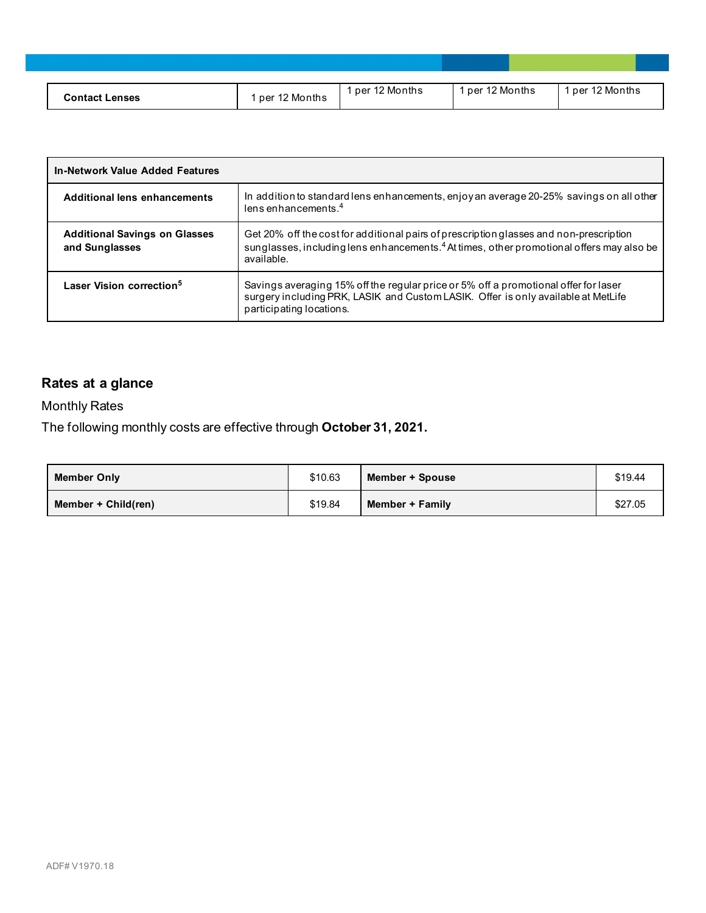| Contact Lenses | 1 per 12 Months | 1 per 12 Months | 1 per 12 Months | 1 per 12 Months |
|---|---|---|---|---|

| In-Network Value Added Features | |
|---|---|
| **Additional lens enhancements** | In addition to standard lens enhancements, enjoy an average 20-25% savings on all other lens enhancements.[4] |
| **Additional Savings on Glasses and Sunglasses** | Get 20% off the cost for additional pairs of prescription glasses and non-prescription sunglasses, including lens enhancements.[4] At times, other promotional offers may also be available. |
| **Laser Vision correction[5]** | Savings averaging 15% off the regular price or 5% off a promotional offer for laser surgery including PRK, LASIK and Custom LASIK. Offer is only available at MetLife participating locations. |

## Rates at a glance

Monthly Rates

The following monthly costs are effective through **October 31, 2021.**

| Member Only | $10.63 | Member + Spouse | $19.44 |
|---|---|---|---|
| **Member + Child(ren)** | $19.84 | **Member + Family** | $27.05 |

ADF# V1970.18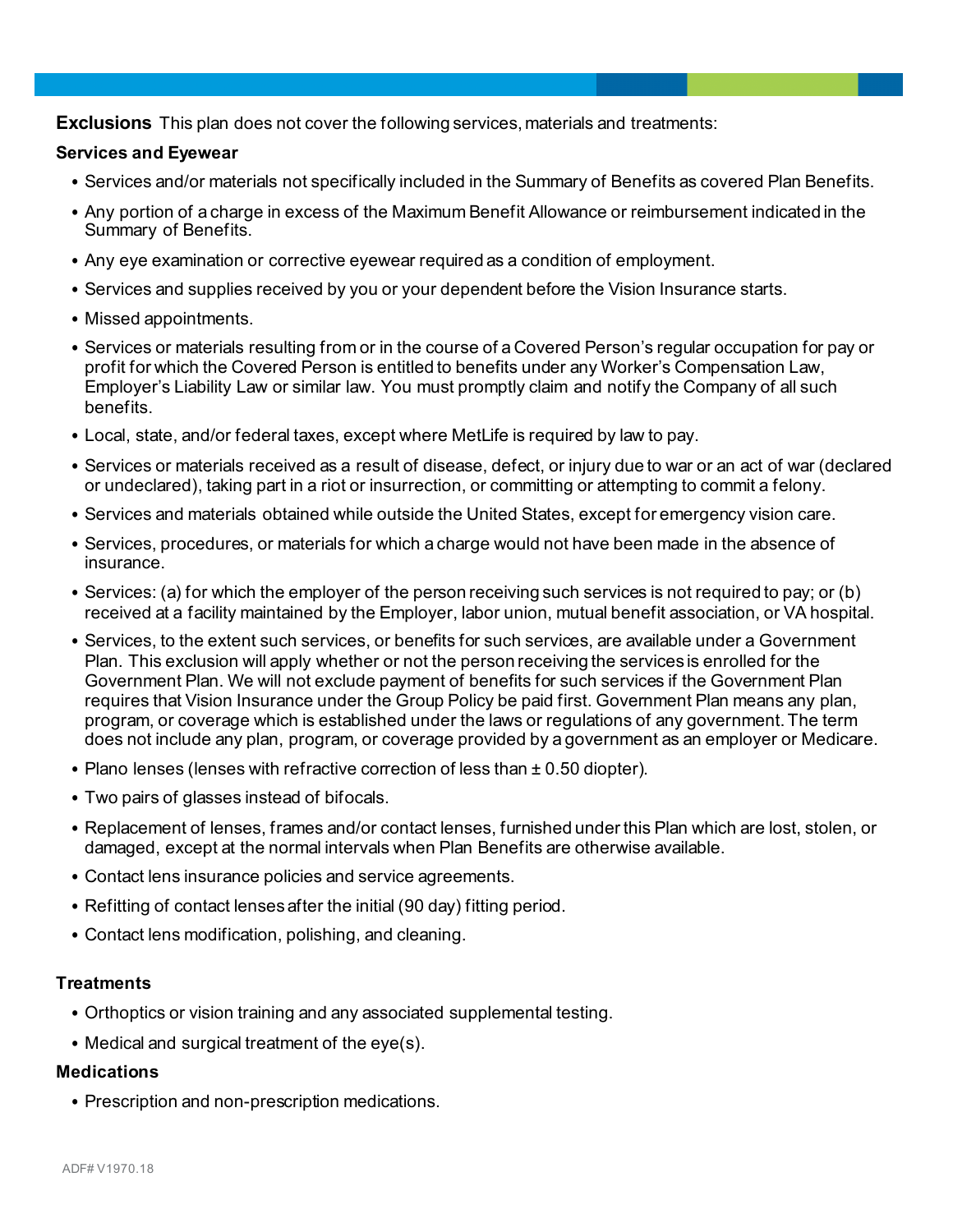**Exclusions** This plan does not cover the following services, materials and treatments:

**Services and Eyewear**

- Services and/or materials not specifically included in the Summary of Benefits as covered Plan Benefits.
- Any portion of a charge in excess of the Maximum Benefit Allowance or reimbursement indicated in the Summary of Benefits.
- Any eye examination or corrective eyewear required as a condition of employment.
- Services and supplies received by you or your dependent before the Vision Insurance starts.
- Missed appointments.
- Services or materials resulting from or in the course of a Covered Person's regular occupation for pay or profit for which the Covered Person is entitled to benefits under any Worker's Compensation Law, Employer's Liability Law or similar law. You must promptly claim and notify the Company of all such benefits.
- Local, state, and/or federal taxes, except where MetLife is required by law to pay.
- Services or materials received as a result of disease, defect, or injury due to war or an act of war (declared or undeclared), taking part in a riot or insurrection, or committing or attempting to commit a felony.
- Services and materials obtained while outside the United States, except for emergency vision care.
- Services, procedures, or materials for which a charge would not have been made in the absence of insurance.
- Services: (a) for which the employer of the person receiving such services is not required to pay; or (b) received at a facility maintained by the Employer, labor union, mutual benefit association, or VA hospital.
- Services, to the extent such services, or benefits for such services, are available under a Government Plan. This exclusion will apply whether or not the person receiving the services is enrolled for the Government Plan. We will not exclude payment of benefits for such services if the Government Plan requires that Vision Insurance under the Group Policy be paid first. Government Plan means any plan, program, or coverage which is established under the laws or regulations of any government. The term does not include any plan, program, or coverage provided by a government as an employer or Medicare.
- Plano lenses (lenses with refractive correction of less than ± 0.50 diopter).
- Two pairs of glasses instead of bifocals.
- Replacement of lenses, frames and/or contact lenses, furnished under this Plan which are lost, stolen, or damaged, except at the normal intervals when Plan Benefits are otherwise available.
- Contact lens insurance policies and service agreements.
- Refitting of contact lenses after the initial (90 day) fitting period.
- Contact lens modification, polishing, and cleaning.

**Treatments**

- Orthoptics or vision training and any associated supplemental testing.
- Medical and surgical treatment of the eye(s).

**Medications**

- Prescription and non-prescription medications.

ADF# V1970.18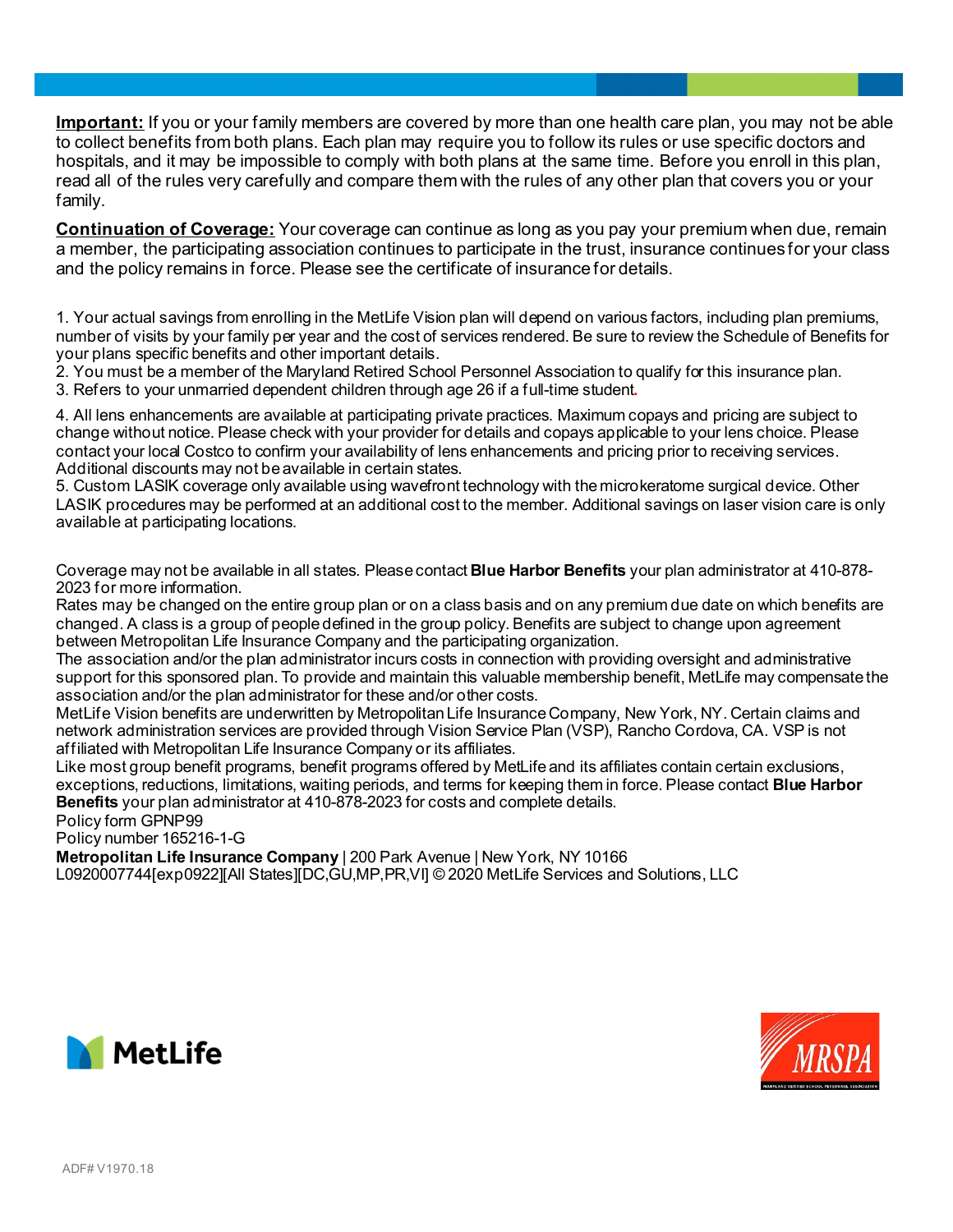**Important:** If you or your family members are covered by more than one health care plan, you may not be able to collect benefits from both plans. Each plan may require you to follow its rules or use specific doctors and hospitals, and it may be impossible to comply with both plans at the same time. Before you enroll in this plan, read all of the rules very carefully and compare them with the rules of any other plan that covers you or your family.

**Continuation of Coverage:** Your coverage can continue as long as you pay your premium when due, remain a member, the participating association continues to participate in the trust, insurance continues for your class and the policy remains in force. Please see the certificate of insurance for details.

1. Your actual savings from enrolling in the MetLife Vision plan will depend on various factors, including plan premiums, number of visits by your family per year and the cost of services rendered. Be sure to review the Schedule of Benefits for your plans specific benefits and other important details.
2. You must be a member of the Maryland Retired School Personnel Association to qualify for this insurance plan.
3. Refers to your unmarried dependent children through age 26 if a full-time student.
4. All lens enhancements are available at participating private practices. Maximum copays and pricing are subject to change without notice. Please check with your provider for details and copays applicable to your lens choice. Please contact your local Costco to confirm your availability of lens enhancements and pricing prior to receiving services. Additional discounts may not be available in certain states.
5. Custom LASIK coverage only available using wavefront technology with the microkeratome surgical device. Other LASIK procedures may be performed at an additional cost to the member. Additional savings on laser vision care is only available at participating locations.

Coverage may not be available in all states. Please contact **Blue Harbor Benefits** your plan administrator at 410-878-2023 for more information.
Rates may be changed on the entire group plan or on a class basis and on any premium due date on which benefits are changed. A class is a group of people defined in the group policy. Benefits are subject to change upon agreement between Metropolitan Life Insurance Company and the participating organization.
The association and/or the plan administrator incurs costs in connection with providing oversight and administrative support for this sponsored plan. To provide and maintain this valuable membership benefit, MetLife may compensate the association and/or the plan administrator for these and/or other costs.
MetLife Vision benefits are underwritten by Metropolitan Life Insurance Company, New York, NY. Certain claims and network administration services are provided through Vision Service Plan (VSP), Rancho Cordova, CA. VSP is not affiliated with Metropolitan Life Insurance Company or its affiliates.
Like most group benefit programs, benefit programs offered by MetLife and its affiliates contain certain exclusions, exceptions, reductions, limitations, waiting periods, and terms for keeping them in force. Please contact **Blue Harbor Benefits** your plan administrator at 410-878-2023 for costs and complete details.
Policy form GPNP99
Policy number 165216-1-G
**Metropolitan Life Insurance Company** | 200 Park Avenue | New York, NY 10166
L0920007744[exp0922][All States][DC,GU,MP,PR,VI] © 2020 MetLife Services and Solutions, LLC

MetLife

MRSPA

ADF# V1970.18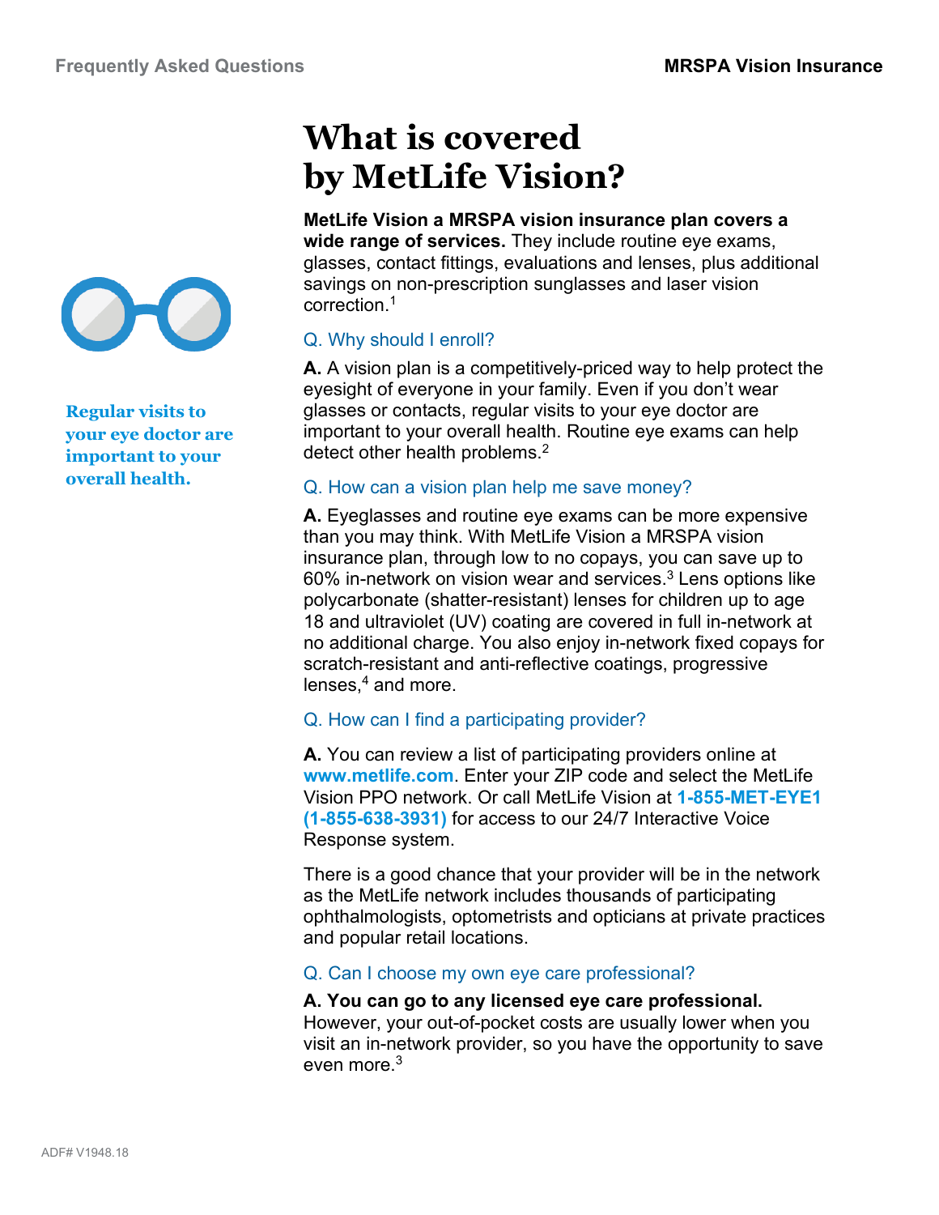# What is covered by MetLife Vision?

**MetLife Vision a MRSPA vision insurance plan covers a wide range of services.** They include routine eye exams, glasses, contact fittings, evaluations and lenses, plus additional savings on non-prescription sunglasses and laser vision correction.[1]

**Regular visits to your eye doctor are important to your overall health.**

### Q. Why should I enroll?

**A.** A vision plan is a competitively-priced way to help protect the eyesight of everyone in your family. Even if you don't wear glasses or contacts, regular visits to your eye doctor are important to your overall health. Routine eye exams can help detect other health problems.[2]

### Q. How can a vision plan help me save money?

**A.** Eyeglasses and routine eye exams can be more expensive than you may think. With MetLife Vision a MRSPA vision insurance plan, through low to no copays, you can save up to 60% in-network on vision wear and services.[3] Lens options like polycarbonate (shatter-resistant) lenses for children up to age 18 and ultraviolet (UV) coating are covered in full in-network at no additional charge. You also enjoy in-network fixed copays for scratch-resistant and anti-reflective coatings, progressive lenses,[4] and more.

### Q. How can I find a participating provider?

**A.** You can review a list of participating providers online at **www.metlife.com**. Enter your ZIP code and select the MetLife Vision PPO network. Or call MetLife Vision at **1-855-MET-EYE1 (1-855-638-3931)** for access to our 24/7 Interactive Voice Response system.

There is a good chance that your provider will be in the network as the MetLife network includes thousands of participating ophthalmologists, optometrists and opticians at private practices and popular retail locations.

### Q. Can I choose my own eye care professional?

**A. You can go to any licensed eye care professional.** However, your out-of-pocket costs are usually lower when you visit an in-network provider, so you have the opportunity to save even more.[3]

ADF# V1948.18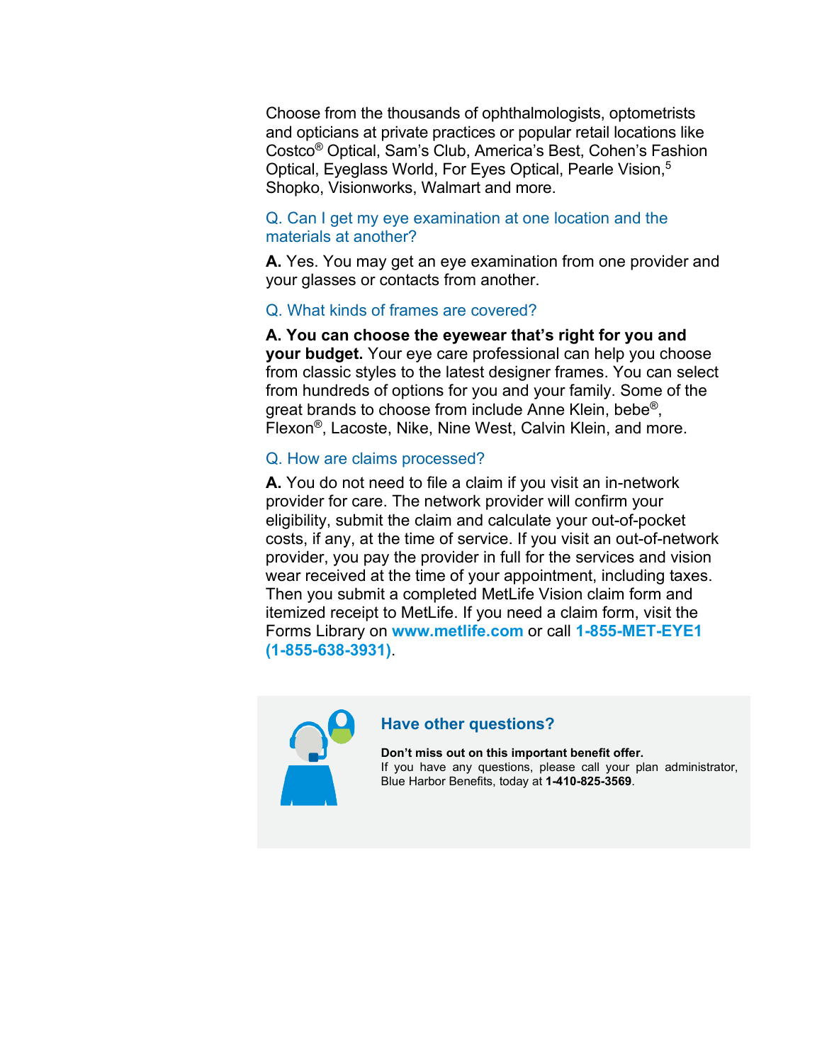Choose from the thousands of ophthalmologists, optometrists and opticians at private practices or popular retail locations like Costco® Optical, Sam's Club, America's Best, Cohen's Fashion Optical, Eyeglass World, For Eyes Optical, Pearle Vision,[5] Shopko, Visionworks, Walmart and more.

### Q. Can I get my eye examination at one location and the materials at another?

**A.** Yes. You may get an eye examination from one provider and your glasses or contacts from another.

### Q. What kinds of frames are covered?

**A. You can choose the eyewear that's right for you and your budget.** Your eye care professional can help you choose from classic styles to the latest designer frames. You can select from hundreds of options for you and your family. Some of the great brands to choose from include Anne Klein, bebe®, Flexon®, Lacoste, Nike, Nine West, Calvin Klein, and more.

### Q. How are claims processed?

**A.** You do not need to file a claim if you visit an in-network provider for care. The network provider will confirm your eligibility, submit the claim and calculate your out-of-pocket costs, if any, at the time of service. If you visit an out-of-network provider, you pay the provider in full for the services and vision wear received at the time of your appointment, including taxes. Then you submit a completed MetLife Vision claim form and itemized receipt to MetLife. If you need a claim form, visit the Forms Library on **www.metlife.com** or call **1-855-MET-EYE1 (1-855-638-3931)**.

## Have other questions?

**Don't miss out on this important benefit offer.**
If you have any questions, please call your plan administrator, Blue Harbor Benefits, today at **1-410-825-3569**.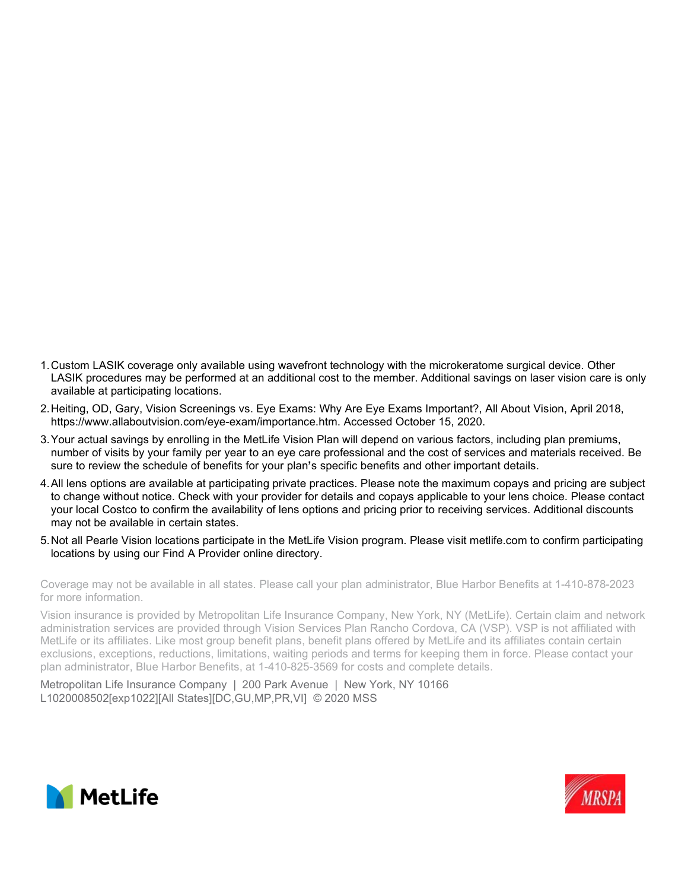1. Custom LASIK coverage only available using wavefront technology with the microkeratome surgical device. Other LASIK procedures may be performed at an additional cost to the member. Additional savings on laser vision care is only available at participating locations.
2. Heiting, OD, Gary, Vision Screenings vs. Eye Exams: Why Are Eye Exams Important?, All About Vision, April 2018, https://www.allaboutvision.com/eye-exam/importance.htm. Accessed October 15, 2020.
3. Your actual savings by enrolling in the MetLife Vision Plan will depend on various factors, including plan premiums, number of visits by your family per year to an eye care professional and the cost of services and materials received. Be sure to review the schedule of benefits for your plan's specific benefits and other important details.
4. All lens options are available at participating private practices. Please note the maximum copays and pricing are subject to change without notice. Check with your provider for details and copays applicable to your lens choice. Please contact your local Costco to confirm the availability of lens options and pricing prior to receiving services. Additional discounts may not be available in certain states.
5. Not all Pearle Vision locations participate in the MetLife Vision program. Please visit metlife.com to confirm participating locations by using our Find A Provider online directory.

Coverage may not be available in all states. Please call your plan administrator, Blue Harbor Benefits at 1-410-878-2023 for more information.

Vision insurance is provided by Metropolitan Life Insurance Company, New York, NY (MetLife). Certain claim and network administration services are provided through Vision Services Plan Rancho Cordova, CA (VSP). VSP is not affiliated with MetLife or its affiliates. Like most group benefit plans, benefit plans offered by MetLife and its affiliates contain certain exclusions, exceptions, reductions, limitations, waiting periods and terms for keeping them in force. Please contact your plan administrator, Blue Harbor Benefits, at 1-410-825-3569 for costs and complete details.

Metropolitan Life Insurance Company | 200 Park Avenue | New York, NY 10166
L1020008502[exp1022][All States][DC,GU,MP,PR,VI] © 2020 MSS

MetLife

MRSPA